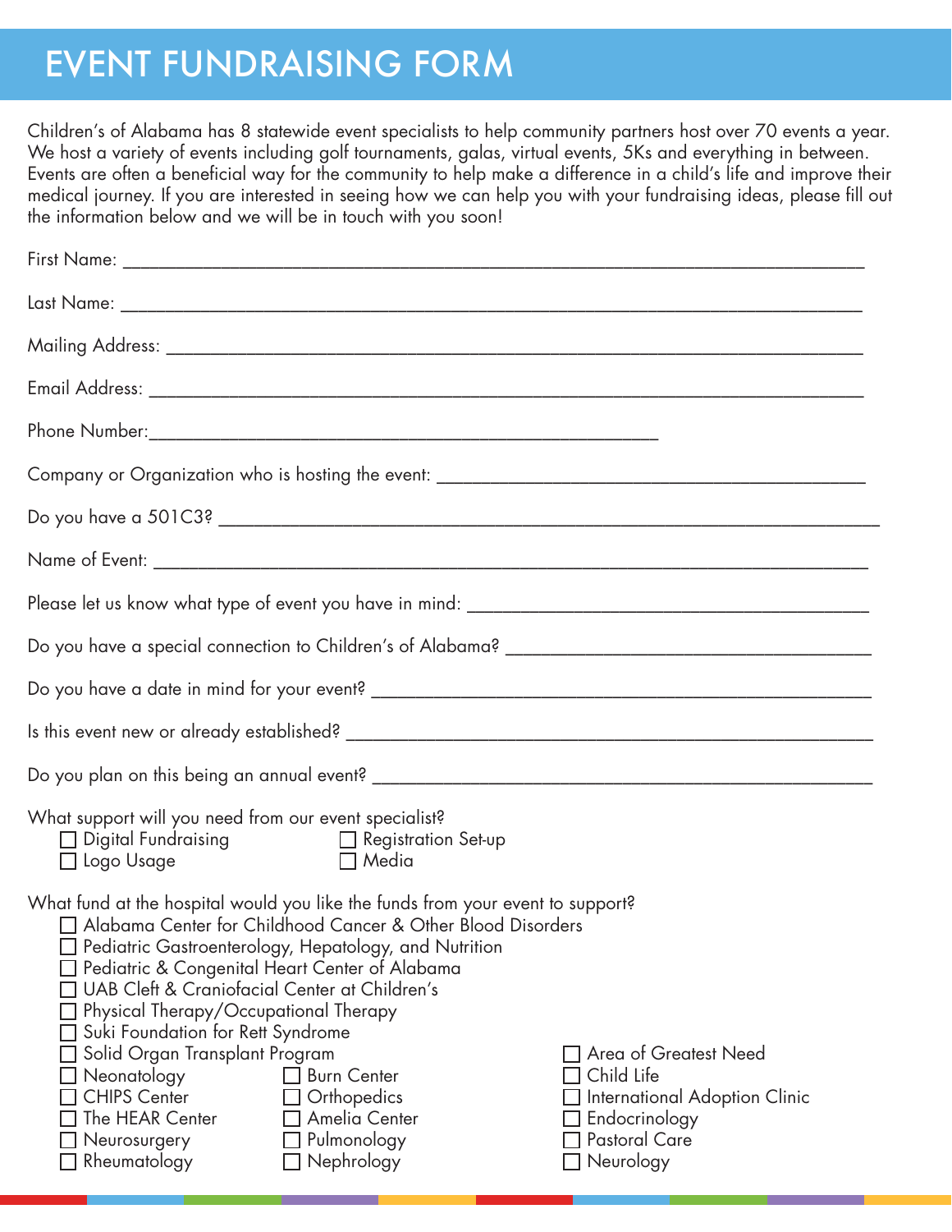# EVENT FUNDRAISING FORM

Children's of Alabama has 8 statewide event specialists to help community partners host over 70 events a year. We host a variety of events including golf tournaments, galas, virtual events, 5Ks and everything in between. Events are often a beneficial way for the community to help make a difference in a child's life and improve their medical journey. If you are interested in seeing how we can help you with your fundraising ideas, please fill out the information below and we will be in touch with you soon!

First Name: ___________________________________________________________________________

Last Name: ___________________________________________________________________________

Mailing Address: _______________________________________________________________________

Email Address: ________________________________________________________________________

Phone Number:_______________________________________________________

Company or Organization who is hosting the event: _____________________________________________

Do you have a 501C3? ___________________________________________________________________

Name of Event: ________________________________________________________________________

Please let us know what type of event you have in mind: __________________________________________

Do you have a special connection to Children's of Alabama? _______________________________________

Do you have a date in mind for your event? ____________________________________________________

Is this event new or already established? ______________________________________________________

Do you plan on this being an annual event? ____________________________________________________

What support will you need from our event specialist?

- ☐ Digital Fundraising
- ☐ Registration Set-up
- ☐ Logo Usage
- ☐ Media

What fund at the hospital would you like the funds from your event to support?

- ☐ Alabama Center for Childhood Cancer & Other Blood Disorders
- ☐ Pediatric Gastroenterology, Hepatology, and Nutrition
- ☐ Pediatric & Congenital Heart Center of Alabama
- ☐ UAB Cleft & Craniofacial Center at Children's
- ☐ Physical Therapy/Occupational Therapy
- ☐ Suki Foundation for Rett Syndrome
- ☐ Solid Organ Transplant Program
- ☐ Neonatology
- ☐ CHIPS Center
- ☐ The HEAR Center
- ☐ Neurosurgery
- ☐ Rheumatology
- ☐ Burn Center
- ☐ Orthopedics
- ☐ Amelia Center
- ☐ Pulmonology
- ☐ Nephrology
- ☐ Area of Greatest Need
- ☐ Child Life
- ☐ International Adoption Clinic
- ☐ Endocrinology
- ☐ Pastoral Care
- ☐ Neurology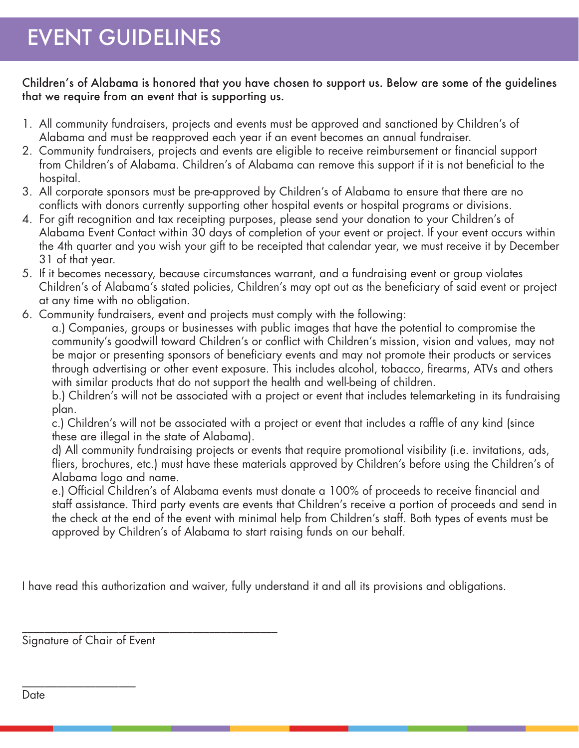# EVENT GUIDELINES

**Children's of Alabama is honored that you have chosen to support us. Below are some of the guidelines that we require from an event that is supporting us.**

1. All community fundraisers, projects and events must be approved and sanctioned by Children's of Alabama and must be reapproved each year if an event becomes an annual fundraiser.
2. Community fundraisers, projects and events are eligible to receive reimbursement or financial support from Children's of Alabama. Children's of Alabama can remove this support if it is not beneficial to the hospital.
3. All corporate sponsors must be pre-approved by Children's of Alabama to ensure that there are no conflicts with donors currently supporting other hospital events or hospital programs or divisions.
4. For gift recognition and tax receipting purposes, please send your donation to your Children's of Alabama Event Contact within 30 days of completion of your event or project. If your event occurs within the 4th quarter and you wish your gift to be receipted that calendar year, we must receive it by December 31 of that year.
5. If it becomes necessary, because circumstances warrant, and a fundraising event or group violates Children's of Alabama's stated policies, Children's may opt out as the beneficiary of said event or project at any time with no obligation.
6. Community fundraisers, event and projects must comply with the following:

   a.) Companies, groups or businesses with public images that have the potential to compromise the community's goodwill toward Children's or conflict with Children's mission, vision and values, may not be major or presenting sponsors of beneficiary events and may not promote their products or services through advertising or other event exposure. This includes alcohol, tobacco, firearms, ATVs and others with similar products that do not support the health and well-being of children.

   b.) Children's will not be associated with a project or event that includes telemarketing in its fundraising plan.

   c.) Children's will not be associated with a project or event that includes a raffle of any kind (since these are illegal in the state of Alabama).

   d) All community fundraising projects or events that require promotional visibility (i.e. invitations, ads, fliers, brochures, etc.) must have these materials approved by Children's before using the Children's of Alabama logo and name.

   e.) Official Children's of Alabama events must donate a 100% of proceeds to receive financial and staff assistance. Third party events are events that Children's receive a portion of proceeds and send in the check at the end of the event with minimal help from Children's staff. Both types of events must be approved by Children's of Alabama to start raising funds on our behalf.

I have read this authorization and waiver, fully understand it and all its provisions and obligations.

\_\_\_\_\_\_\_\_\_\_\_\_\_\_\_\_\_\_\_\_\_\_\_\_\_\_\_\_\_\_\_\_\_\_\_\_\_\_\_\_\_\_\_

Signature of Chair of Event

\_\_\_\_\_\_\_\_\_\_\_\_\_\_\_\_\_\_\_

Date